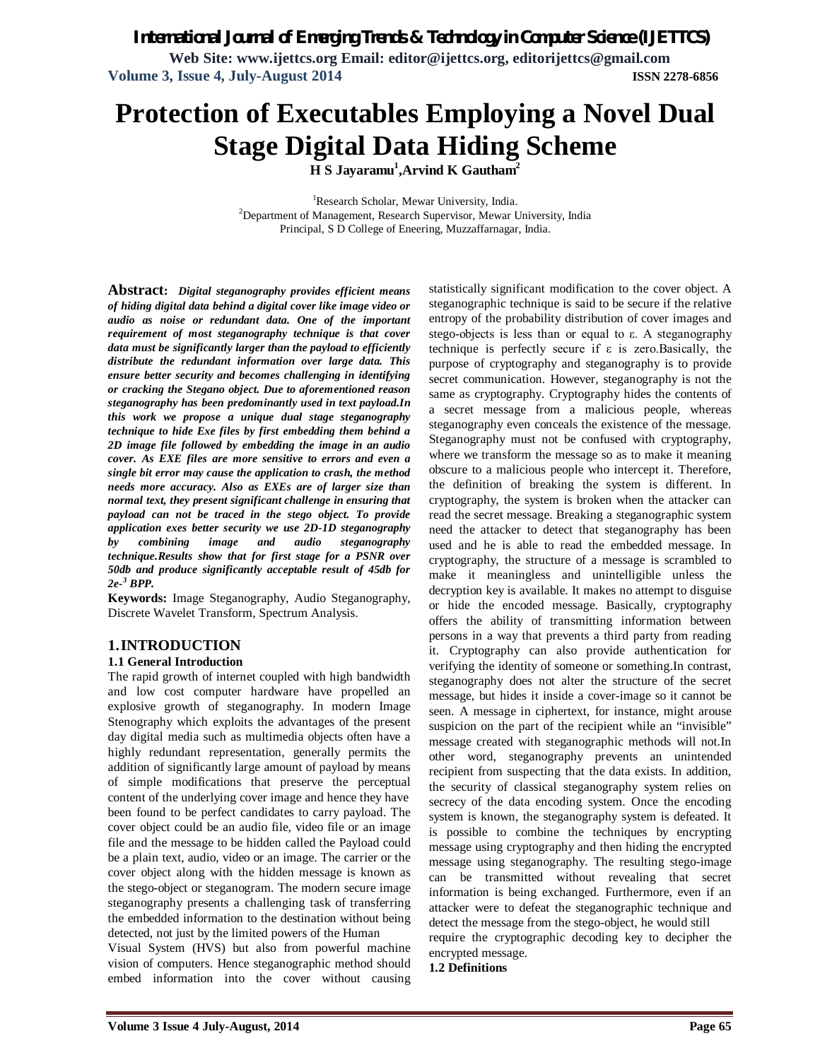# Protection of Executables Employing a Novel Dual Stage Digital Data Hiding Scheme

**H S Jayaramu[1], Arvind K Gautham[2]**

[1]Research Scholar, Mewar University, India.
[2]Department of Management, Research Supervisor, Mewar University, India
Principal, S D College of Eneering, Muzzaffarnagar, India.

**Abstract:** ***Digital steganography provides efficient means of hiding digital data behind a digital cover like image video or audio as noise or redundant data. One of the important requirement of most steganography technique is that cover data must be significantly larger than the payload to efficiently distribute the redundant information over large data. This ensure better security and becomes challenging in identifying or cracking the Stegano object. Due to aforementioned reason steganography has been predominantly used in text payload.In this work we propose a unique dual stage steganography technique to hide Exe files by first embedding them behind a 2D image file followed by embedding the image in an audio cover. As EXE files are more sensitive to errors and even a single bit error may cause the application to crash, the method needs more accuracy. Also as EXEs are of larger size than normal text, they present significant challenge in ensuring that payload can not be traced in the stego object. To provide application exes better security we use 2D-1D steganography by combining image and audio steganography technique.Results show that for first stage for a PSNR over 50db and produce significantly acceptable result of 45db for 2e-$^{3}$ BPP.***

**Keywords:** Image Steganography, Audio Steganography, Discrete Wavelet Transform, Spectrum Analysis.

## 1. INTRODUCTION

### 1.1 General Introduction

The rapid growth of internet coupled with high bandwidth and low cost computer hardware have propelled an explosive growth of steganography. In modern Image Stenography which exploits the advantages of the present day digital media such as multimedia objects often have a highly redundant representation, generally permits the addition of significantly large amount of payload by means of simple modifications that preserve the perceptual content of the underlying cover image and hence they have been found to be perfect candidates to carry payload. The cover object could be an audio file, video file or an image file and the message to be hidden called the Payload could be a plain text, audio, video or an image. The carrier or the cover object along with the hidden message is known as the stego-object or steganogram. The modern secure image steganography presents a challenging task of transferring the embedded information to the destination without being detected, not just by the limited powers of the Human Visual System (HVS) but also from powerful machine vision of computers. Hence steganographic method should embed information into the cover without causing statistically significant modification to the cover object. A steganographic technique is said to be secure if the relative entropy of the probability distribution of cover images and stego-objects is less than or equal to ε. A steganography technique is perfectly secure if ε is zero.Basically, the purpose of cryptography and steganography is to provide secret communication. However, steganography is not the same as cryptography. Cryptography hides the contents of a secret message from a malicious people, whereas steganography even conceals the existence of the message. Steganography must not be confused with cryptography, where we transform the message so as to make it meaning obscure to a malicious people who intercept it. Therefore, the definition of breaking the system is different. In cryptography, the system is broken when the attacker can read the secret message. Breaking a steganographic system need the attacker to detect that steganography has been used and he is able to read the embedded message. In cryptography, the structure of a message is scrambled to make it meaningless and unintelligible unless the decryption key is available. It makes no attempt to disguise or hide the encoded message. Basically, cryptography offers the ability of transmitting information between persons in a way that prevents a third party from reading it. Cryptography can also provide authentication for verifying the identity of someone or something.In contrast, steganography does not alter the structure of the secret message, but hides it inside a cover-image so it cannot be seen. A message in ciphertext, for instance, might arouse suspicion on the part of the recipient while an "invisible" message created with steganographic methods will not.In other word, steganography prevents an unintended recipient from suspecting that the data exists. In addition, the security of classical steganography system relies on secrecy of the data encoding system. Once the encoding system is known, the steganography system is defeated. It is possible to combine the techniques by encrypting message using cryptography and then hiding the encrypted message using steganography. The resulting stego-image can be transmitted without revealing that secret information is being exchanged. Furthermore, even if an attacker were to defeat the steganographic technique and detect the message from the stego-object, he would still require the cryptographic decoding key to decipher the encrypted message.

### 1.2 Definitions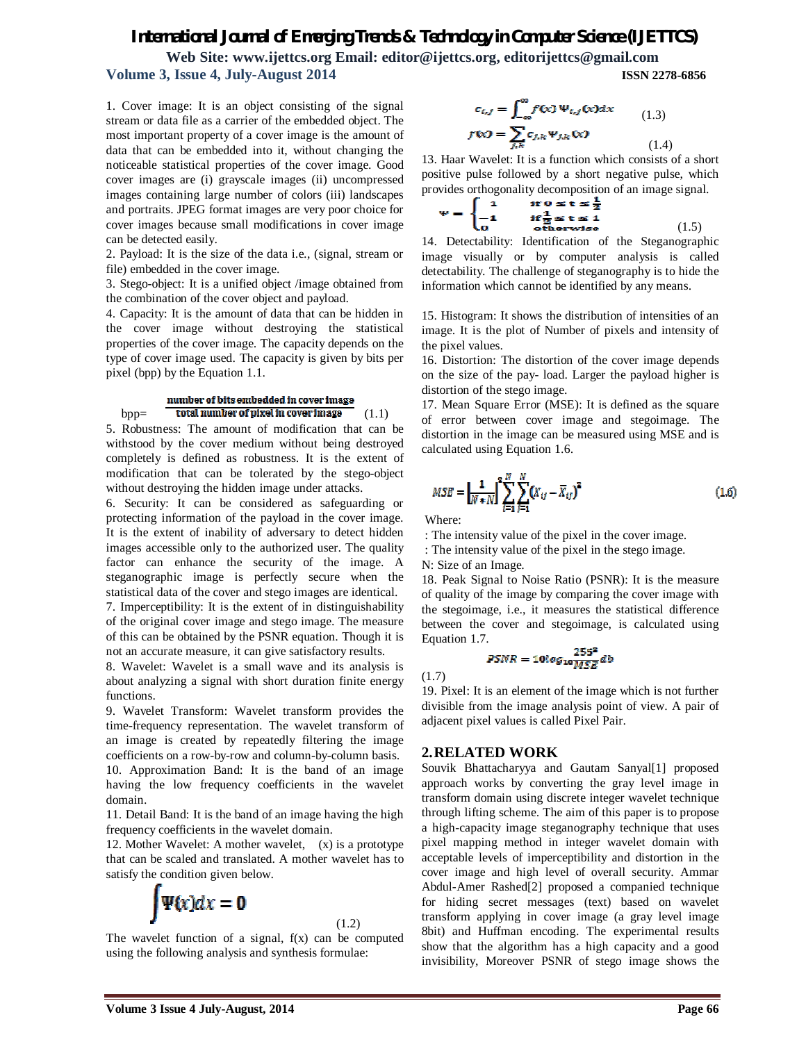1. Cover image: It is an object consisting of the signal stream or data file as a carrier of the embedded object. The most important property of a cover image is the amount of data that can be embedded into it, without changing the noticeable statistical properties of the cover image. Good cover images are (i) grayscale images (ii) uncompressed images containing large number of colors (iii) landscapes and portraits. JPEG format images are very poor choice for cover images because small modifications in cover image can be detected easily.

2. Payload: It is the size of the data i.e., (signal, stream or file) embedded in the cover image.

3. Stego-object: It is a unified object /image obtained from the combination of the cover object and payload.

4. Capacity: It is the amount of data that can be hidden in the cover image without destroying the statistical properties of the cover image. The capacity depends on the type of cover image used. The capacity is given by bits per pixel (bpp) by the Equation 1.1.

$$bpp = \frac{\text{number of bits embedded in cover image}}{\text{total number of pixel in cover image}} \quad (1.1)$$

5. Robustness: The amount of modification that can be withstood by the cover medium without being destroyed completely is defined as robustness. It is the extent of modification that can be tolerated by the stego-object without destroying the hidden image under attacks.

6. Security: It can be considered as safeguarding or protecting information of the payload in the cover image. It is the extent of inability of adversary to detect hidden images accessible only to the authorized user. The quality factor can enhance the security of the image. A steganographic image is perfectly secure when the statistical data of the cover and stego images are identical.

7. Imperceptibility: It is the extent of in distinguishability of the original cover image and stego image. The measure of this can be obtained by the PSNR equation. Though it is not an accurate measure, it can give satisfactory results.

8. Wavelet: Wavelet is a small wave and its analysis is about analyzing a signal with short duration finite energy functions.

9. Wavelet Transform: Wavelet transform provides the time-frequency representation. The wavelet transform of an image is created by repeatedly filtering the image coefficients on a row-by-row and column-by-column basis.

10. Approximation Band: It is the band of an image having the low frequency coefficients in the wavelet domain.

11. Detail Band: It is the band of an image having the high frequency coefficients in the wavelet domain.

12. Mother Wavelet: A mother wavelet, (x) is a prototype that can be scaled and translated. A mother wavelet has to satisfy the condition given below.

$$\int \Psi(x)dx = 0 \quad (1.2)$$

The wavelet function of a signal, f(x) can be computed using the following analysis and synthesis formulae:

$$c_{i,j} = \int_{-\infty}^{\infty} f(x)\,\Psi_{i,j}(x)dx \quad (1.3)$$

$$f(x) = \sum_{j,k} c_{j,k}\Psi_{j,k}(x) \quad (1.4)$$

13. Haar Wavelet: It is a function which consists of a short positive pulse followed by a short negative pulse, which provides orthogonality decomposition of an image signal.

$$\psi = \begin{cases} 1 & \text{if } 0 \le t \le \frac{1}{2} \\ -1 & \text{if } \frac{1}{2} \le t \le 1 \\ 0 & \text{otherwise} \end{cases} \quad (1.5)$$

14. Detectability: Identification of the Steganographic image visually or by computer analysis is called detectability. The challenge of steganography is to hide the information which cannot be identified by any means.

15. Histogram: It shows the distribution of intensities of an image. It is the plot of Number of pixels and intensity of the pixel values.

16. Distortion: The distortion of the cover image depends on the size of the pay- load. Larger the payload higher is distortion of the stego image.

17. Mean Square Error (MSE): It is defined as the square of error between cover image and stegoimage. The distortion in the image can be measured using MSE and is calculated using Equation 1.6.

$$MSE = \left[\frac{1}{N*N}\right]^2 \sum_{i=1}^{N}\sum_{j=1}^{N}\left(X_{ij} - \bar{X}_{ij}\right)^2 \quad (1.6)$$

Where:

: The intensity value of the pixel in the cover image.

: The intensity value of the pixel in the stego image.

N: Size of an Image.

18. Peak Signal to Noise Ratio (PSNR): It is the measure of quality of the image by comparing the cover image with the stegoimage, i.e., it measures the statistical difference between the cover and stegoimage, is calculated using Equation 1.7.

$$PSNR = 10\log_{10}\frac{255^2}{MSE}db \quad (1.7)$$

19. Pixel: It is an element of the image which is not further divisible from the image analysis point of view. A pair of adjacent pixel values is called Pixel Pair.

## 2. RELATED WORK

Souvik Bhattacharyya and Gautam Sanyal[1] proposed approach works by converting the gray level image in transform domain using discrete integer wavelet technique through lifting scheme. The aim of this paper is to propose a high-capacity image steganography technique that uses pixel mapping method in integer wavelet domain with acceptable levels of imperceptibility and distortion in the cover image and high level of overall security. Ammar Abdul-Amer Rashed[2] proposed a companied technique for hiding secret messages (text) based on wavelet transform applying in cover image (a gray level image 8bit) and Huffman encoding. The experimental results show that the algorithm has a high capacity and a good invisibility, Moreover PSNR of stego image shows the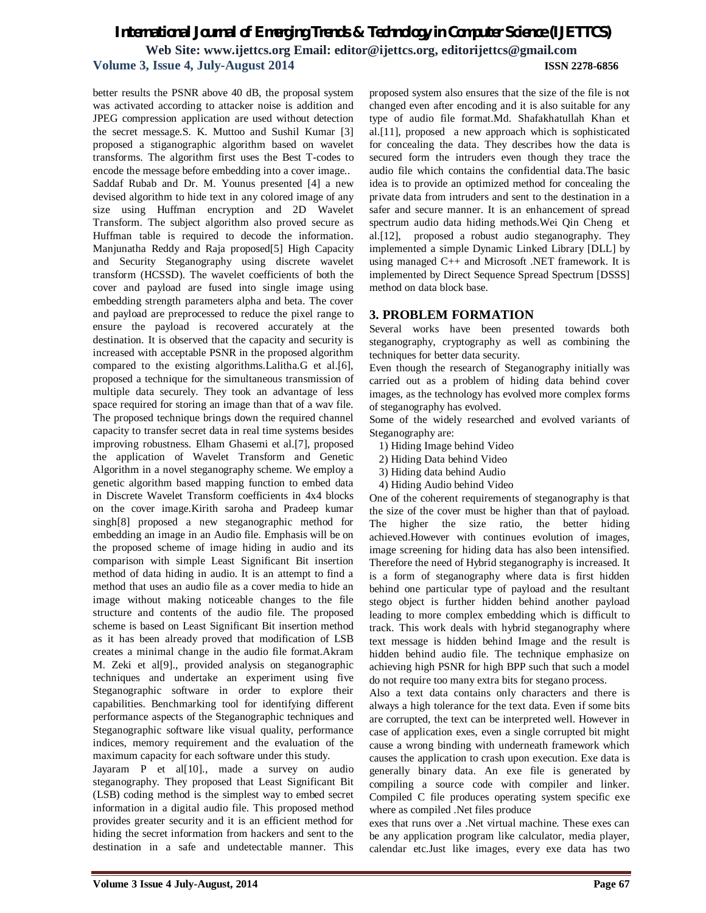better results the PSNR above 40 dB, the proposal system was activated according to attacker noise is addition and JPEG compression application are used without detection the secret message.S. K. Muttoo and Sushil Kumar [3] proposed a stiganographic algorithm based on wavelet transforms. The algorithm first uses the Best T-codes to encode the message before embedding into a cover image.. Saddaf Rubab and Dr. M. Younus presented [4] a new devised algorithm to hide text in any colored image of any size using Huffman encryption and 2D Wavelet Transform. The subject algorithm also proved secure as Huffman table is required to decode the information. Manjunatha Reddy and Raja proposed[5] High Capacity and Security Steganography using discrete wavelet transform (HCSSD). The wavelet coefficients of both the cover and payload are fused into single image using embedding strength parameters alpha and beta. The cover and payload are preprocessed to reduce the pixel range to ensure the payload is recovered accurately at the destination. It is observed that the capacity and security is increased with acceptable PSNR in the proposed algorithm compared to the existing algorithms.Lalitha.G et al.[6], proposed a technique for the simultaneous transmission of multiple data securely. They took an advantage of less space required for storing an image than that of a wav file. The proposed technique brings down the required channel capacity to transfer secret data in real time systems besides improving robustness. Elham Ghasemi et al.[7], proposed the application of Wavelet Transform and Genetic Algorithm in a novel steganography scheme. We employ a genetic algorithm based mapping function to embed data in Discrete Wavelet Transform coefficients in 4x4 blocks on the cover image.Kirith saroha and Pradeep kumar singh[8] proposed a new steganographic method for embedding an image in an Audio file. Emphasis will be on the proposed scheme of image hiding in audio and its comparison with simple Least Significant Bit insertion method of data hiding in audio. It is an attempt to find a method that uses an audio file as a cover media to hide an image without making noticeable changes to the file structure and contents of the audio file. The proposed scheme is based on Least Significant Bit insertion method as it has been already proved that modification of LSB creates a minimal change in the audio file format.Akram M. Zeki et al[9]., provided analysis on steganographic techniques and undertake an experiment using five Steganographic software in order to explore their capabilities. Benchmarking tool for identifying different performance aspects of the Steganographic techniques and Steganographic software like visual quality, performance indices, memory requirement and the evaluation of the maximum capacity for each software under this study.

Jayaram P et al[10]., made a survey on audio steganography. They proposed that Least Significant Bit (LSB) coding method is the simplest way to embed secret information in a digital audio file. This proposed method provides greater security and it is an efficient method for hiding the secret information from hackers and sent to the destination in a safe and undetectable manner. This proposed system also ensures that the size of the file is not changed even after encoding and it is also suitable for any type of audio file format.Md. Shafakhatullah Khan et al.[11], proposed a new approach which is sophisticated for concealing the data. They describes how the data is secured form the intruders even though they trace the audio file which contains the confidential data.The basic idea is to provide an optimized method for concealing the private data from intruders and sent to the destination in a safer and secure manner. It is an enhancement of spread spectrum audio data hiding methods.Wei Qin Cheng et al.[12], proposed a robust audio steganography. They implemented a simple Dynamic Linked Library [DLL] by using managed C++ and Microsoft .NET framework. It is implemented by Direct Sequence Spread Spectrum [DSSS] method on data block base.

## 3. PROBLEM FORMATION

Several works have been presented towards both steganography, cryptography as well as combining the techniques for better data security.

Even though the research of Steganography initially was carried out as a problem of hiding data behind cover images, as the technology has evolved more complex forms of steganography has evolved.

Some of the widely researched and evolved variants of Steganography are:

1) Hiding Image behind Video
2) Hiding Data behind Video
3) Hiding data behind Audio
4) Hiding Audio behind Video

One of the coherent requirements of steganography is that the size of the cover must be higher than that of payload. The higher the size ratio, the better hiding achieved.However with continues evolution of images, image screening for hiding data has also been intensified. Therefore the need of Hybrid steganography is increased. It is a form of steganography where data is first hidden behind one particular type of payload and the resultant stego object is further hidden behind another payload leading to more complex embedding which is difficult to track. This work deals with hybrid steganography where text message is hidden behind Image and the result is hidden behind audio file. The technique emphasize on achieving high PSNR for high BPP such that such a model do not require too many extra bits for stegano process.

Also a text data contains only characters and there is always a high tolerance for the text data. Even if some bits are corrupted, the text can be interpreted well. However in case of application exes, even a single corrupted bit might cause a wrong binding with underneath framework which causes the application to crash upon execution. Exe data is generally binary data. An exe file is generated by compiling a source code with compiler and linker. Compiled C file produces operating system specific exe where as compiled .Net files produce exes that runs over a .Net virtual machine. These exes can be any application program like calculator, media player, calendar etc.Just like images, every exe data has two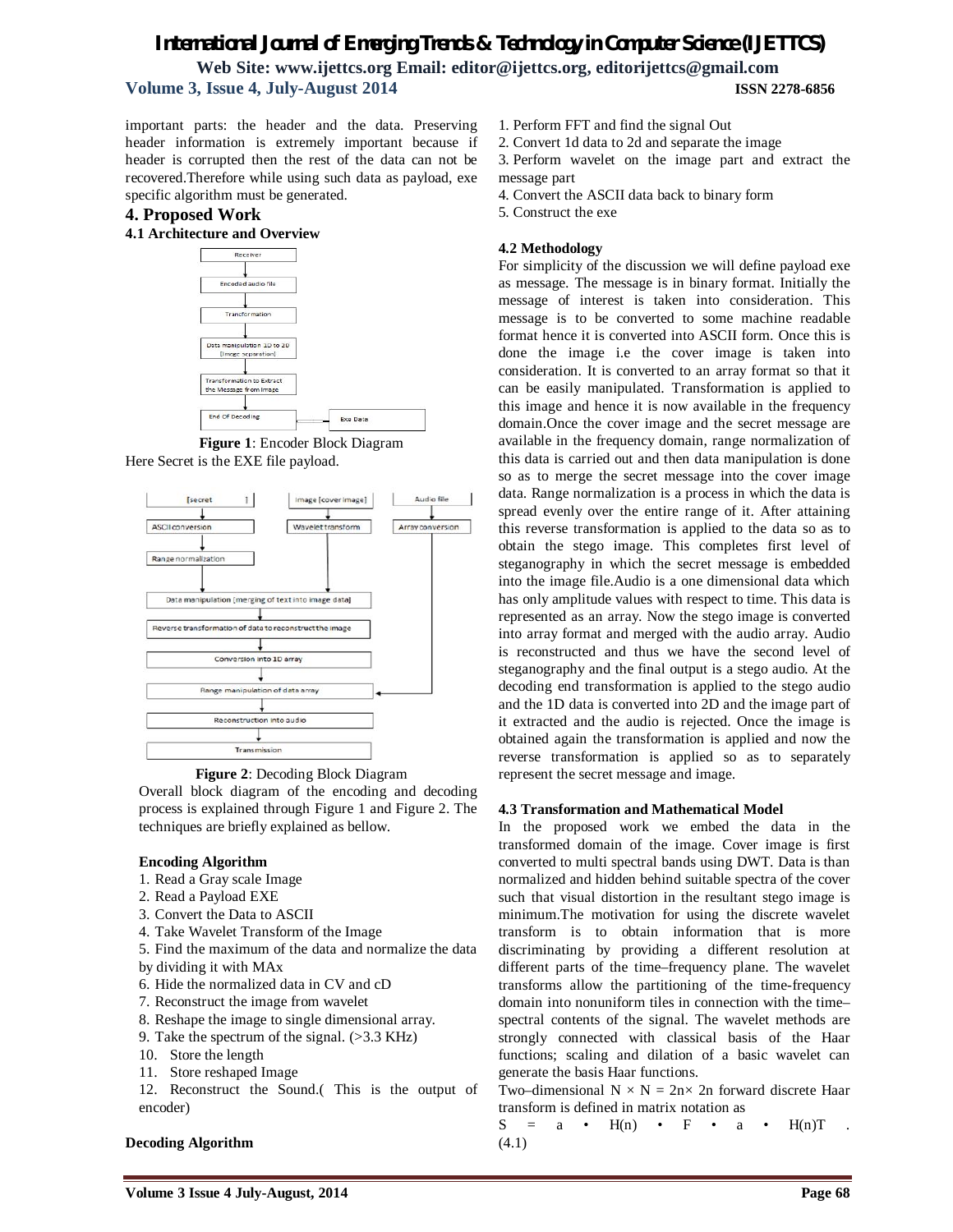important parts: the header and the data. Preserving header information is extremely important because if header is corrupted then the rest of the data can not be recovered.Therefore while using such data as payload, exe specific algorithm must be generated.

## 4. Proposed Work

### 4.1 Architecture and Overview

Receiver

Encoded audio file

Transformation

Data manipulation 1D to 2D [image separation]

Transformation to Extract the Message from Image

End Of Decoding

Exe Data

**Figure 1**: Encoder Block Diagram

Here Secret is the EXE file payload.

[secret ]

ASCII conversion

Range normalization

Image [cover image]

Wavelet transform

Audio file

Array conversion

Data manipulation [merging of text into image data]

Reverse transformation of data to reconstruct the image

Conversion into 1D array

Range manipulation of data array

Reconstruction into audio

Transmission

**Figure 2**: Decoding Block Diagram

Overall block diagram of the encoding and decoding process is explained through Figure 1 and Figure 2. The techniques are briefly explained as bellow.

**Encoding Algorithm**

1. Read a Gray scale Image
2. Read a Payload EXE
3. Convert the Data to ASCII
4. Take Wavelet Transform of the Image
5. Find the maximum of the data and normalize the data by dividing it with MAx
6. Hide the normalized data in CV and cD
7. Reconstruct the image from wavelet
8. Reshape the image to single dimensional array.
9. Take the spectrum of the signal. (>3.3 KHz)
10. Store the length
11. Store reshaped Image
12. Reconstruct the Sound.( This is the output of encoder)

**Decoding Algorithm**

1. Perform FFT and find the signal Out
2. Convert 1d data to 2d and separate the image
3. Perform wavelet on the image part and extract the message part
4. Convert the ASCII data back to binary form
5. Construct the exe

#### 4.2 Methodology

For simplicity of the discussion we will define payload exe as message. The message is in binary format. Initially the message of interest is taken into consideration. This message is to be converted to some machine readable format hence it is converted into ASCII form. Once this is done the image i.e the cover image is taken into consideration. It is converted to an array format so that it can be easily manipulated. Transformation is applied to this image and hence it is now available in the frequency domain.Once the cover image and the secret message are available in the frequency domain, range normalization of this data is carried out and then data manipulation is done so as to merge the secret message into the cover image data. Range normalization is a process in which the data is spread evenly over the entire range of it. After attaining this reverse transformation is applied to the data so as to obtain the stego image. This completes first level of steganography in which the secret message is embedded into the image file.Audio is a one dimensional data which has only amplitude values with respect to time. This data is represented as an array. Now the stego image is converted into array format and merged with the audio array. Audio is reconstructed and thus we have the second level of steganography and the final output is a stego audio. At the decoding end transformation is applied to the stego audio and the 1D data is converted into 2D and the image part of it extracted and the audio is rejected. Once the image is obtained again the transformation is applied and now the reverse transformation is applied so as to separately represent the secret message and image.

#### 4.3 Transformation and Mathematical Model

In the proposed work we embed the data in the transformed domain of the image. Cover image is first converted to multi spectral bands using DWT. Data is than normalized and hidden behind suitable spectra of the cover such that visual distortion in the resultant stego image is minimum.The motivation for using the discrete wavelet transform is to obtain information that is more discriminating by providing a different resolution at different parts of the time–frequency plane. The wavelet transforms allow the partitioning of the time-frequency domain into nonuniform tiles in connection with the time–spectral contents of the signal. The wavelet methods are strongly connected with classical basis of the Haar functions; scaling and dilation of a basic wavelet can generate the basis Haar functions.

Two–dimensional $N \times N = 2n \times 2n$ forward discrete Haar transform is defined in matrix notation as

$$S = a \bullet H(n) \bullet F \bullet a \bullet H(n)T \quad . \quad (4.1)$$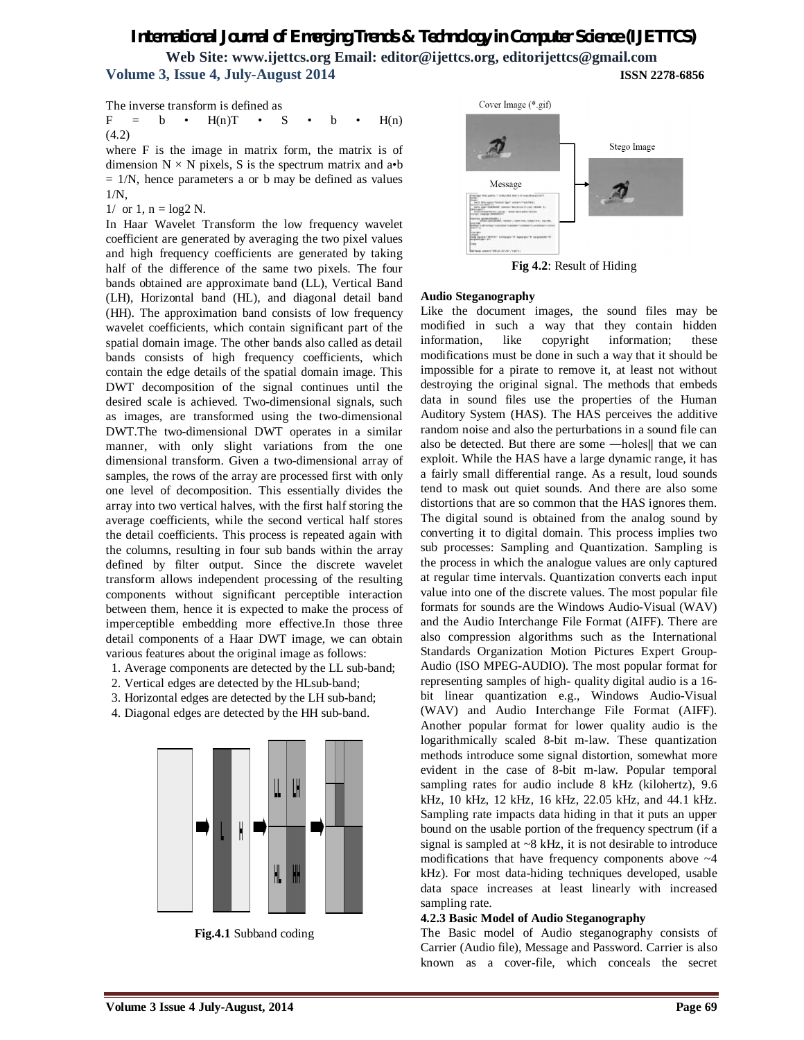The inverse transform is defined as

F = b • H(n)T • S • b • H(n) (4.2)

where F is the image in matrix form, the matrix is of dimension N × N pixels, S is the spectrum matrix and a•b = 1/N, hence parameters a or b may be defined as values 1/N,

1/ or 1, n = log2 N.

In Haar Wavelet Transform the low frequency wavelet coefficient are generated by averaging the two pixel values and high frequency coefficients are generated by taking half of the difference of the same two pixels. The four bands obtained are approximate band (LL), Vertical Band (LH), Horizontal band (HL), and diagonal detail band (HH). The approximation band consists of low frequency wavelet coefficients, which contain significant part of the spatial domain image. The other bands also called as detail bands consists of high frequency coefficients, which contain the edge details of the spatial domain image. This DWT decomposition of the signal continues until the desired scale is achieved. Two-dimensional signals, such as images, are transformed using the two-dimensional DWT.The two-dimensional DWT operates in a similar manner, with only slight variations from the one dimensional transform. Given a two-dimensional array of samples, the rows of the array are processed first with only one level of decomposition. This essentially divides the array into two vertical halves, with the first half storing the average coefficients, while the second vertical half stores the detail coefficients. This process is repeated again with the columns, resulting in four sub bands within the array defined by filter output. Since the discrete wavelet transform allows independent processing of the resulting components without significant perceptible interaction between them, hence it is expected to make the process of imperceptible embedding more effective.In those three detail components of a Haar DWT image, we can obtain various features about the original image as follows:

1. Average components are detected by the LL sub-band;
2. Vertical edges are detected by the HLsub-band;
3. Horizontal edges are detected by the LH sub-band;
4. Diagonal edges are detected by the HH sub-band.

**Fig.4.1** Subband coding

**Fig 4.2**: Result of Hiding

**Audio Steganography**

Like the document images, the sound files may be modified in such a way that they contain hidden information, like copyright information; these modifications must be done in such a way that it should be impossible for a pirate to remove it, at least not without destroying the original signal. The methods that embeds data in sound files use the properties of the Human Auditory System (HAS). The HAS perceives the additive random noise and also the perturbations in a sound file can also be detected. But there are some ―holes‖ that we can exploit. While the HAS have a large dynamic range, it has a fairly small differential range. As a result, loud sounds tend to mask out quiet sounds. And there are also some distortions that are so common that the HAS ignores them. The digital sound is obtained from the analog sound by converting it to digital domain. This process implies two sub processes: Sampling and Quantization. Sampling is the process in which the analogue values are only captured at regular time intervals. Quantization converts each input value into one of the discrete values. The most popular file formats for sounds are the Windows Audio-Visual (WAV) and the Audio Interchange File Format (AIFF). There are also compression algorithms such as the International Standards Organization Motion Pictures Expert Group-Audio (ISO MPEG-AUDIO). The most popular format for representing samples of high- quality digital audio is a 16-bit linear quantization e.g., Windows Audio-Visual (WAV) and Audio Interchange File Format (AIFF). Another popular format for lower quality audio is the logarithmically scaled 8-bit m-law. These quantization methods introduce some signal distortion, somewhat more evident in the case of 8-bit m-law. Popular temporal sampling rates for audio include 8 kHz (kilohertz), 9.6 kHz, 10 kHz, 12 kHz, 16 kHz, 22.05 kHz, and 44.1 kHz. Sampling rate impacts data hiding in that it puts an upper bound on the usable portion of the frequency spectrum (if a signal is sampled at ~8 kHz, it is not desirable to introduce modifications that have frequency components above ~4 kHz). For most data-hiding techniques developed, usable data space increases at least linearly with increased sampling rate.

**4.2.3 Basic Model of Audio Steganography**

The Basic model of Audio steganography consists of Carrier (Audio file), Message and Password. Carrier is also known as a cover-file, which conceals the secret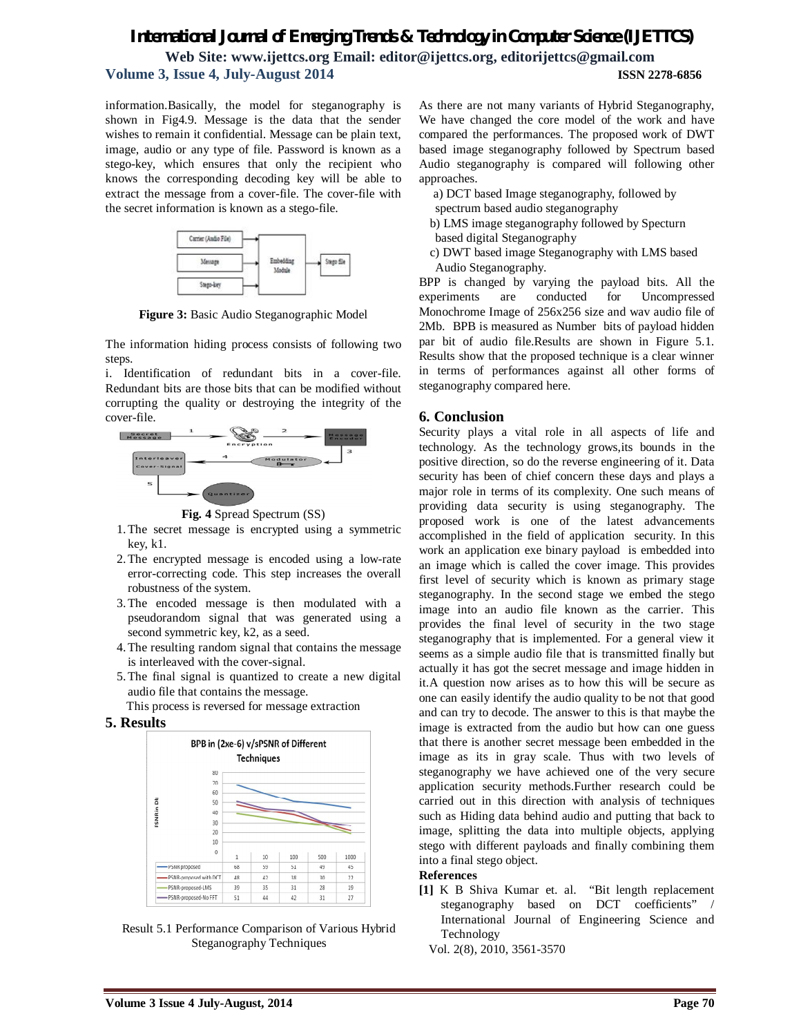information.Basically, the model for steganography is shown in Fig4.9. Message is the data that the sender wishes to remain it confidential. Message can be plain text, image, audio or any type of file. Password is known as a stego-key, which ensures that only the recipient who knows the corresponding decoding key will be able to extract the message from a cover-file. The cover-file with the secret information is known as a stego-file.

**Figure 3:** Basic Audio Steganographic Model

The information hiding process consists of following two steps.

i. Identification of redundant bits in a cover-file. Redundant bits are those bits that can be modified without corrupting the quality or destroying the integrity of the cover-file.

**Fig. 4** Spread Spectrum (SS)

1. The secret message is encrypted using a symmetric key, k1.
2. The encrypted message is encoded using a low-rate error-correcting code. This step increases the overall robustness of the system.
3. The encoded message is then modulated with a pseudorandom signal that was generated using a second symmetric key, k2, as a seed.
4. The resulting random signal that contains the message is interleaved with the cover-signal.
5. The final signal is quantized to create a new digital audio file that contains the message.

This process is reversed for message extraction

## 5. Results

BPB in (2xe-6) v/sPSNR of Different Techniques

| | 1 | 10 | 100 | 500 | 1000 |
|---|---|---|---|---|---|
| PSNR proposed | 68 | 59 | 51 | 49 | 45 |
| PSNR-proposed with DCT | 48 | 42 | 38 | 30 | 22 |
| PSNR-proposed-LMS | 39 | 35 | 31 | 28 | 19 |
| PSNR-proposed-No FFT | 51 | 44 | 42 | 31 | 27 |

Result 5.1 Performance Comparison of Various Hybrid Steganography Techniques

As there are not many variants of Hybrid Steganography, We have changed the core model of the work and have compared the performances. The proposed work of DWT based image steganography followed by Spectrum based Audio steganography is compared will following other approaches.

a) DCT based Image steganography, followed by spectrum based audio steganography

b) LMS image steganography followed by Specturn based digital Steganography

c) DWT based image Steganography with LMS based Audio Steganography.

BPP is changed by varying the payload bits. All the experiments are conducted for Uncompressed Monochrome Image of 256x256 size and wav audio file of 2Mb. BPB is measured as Number bits of payload hidden par bit of audio file.Results are shown in Figure 5.1. Results show that the proposed technique is a clear winner in terms of performances against all other forms of steganography compared here.

## 6. Conclusion

Security plays a vital role in all aspects of life and technology. As the technology grows,its bounds in the positive direction, so do the reverse engineering of it. Data security has been of chief concern these days and plays a major role in terms of its complexity. One such means of providing data security is using steganography. The proposed work is one of the latest advancements accomplished in the field of application security. In this work an application exe binary payload is embedded into an image which is called the cover image. This provides first level of security which is known as primary stage steganography. In the second stage we embed the stego image into an audio file known as the carrier. This provides the final level of security in the two stage steganography that is implemented. For a general view it seems as a simple audio file that is transmitted finally but actually it has got the secret message and image hidden in it.A question now arises as to how this will be secure as one can easily identify the audio quality to be not that good and can try to decode. The answer to this is that maybe the image is extracted from the audio but how can one guess that there is another secret message been embedded in the image as its in gray scale. Thus with two levels of steganography we have achieved one of the very secure application security methods.Further research could be carried out in this direction with analysis of techniques such as Hiding data behind audio and putting that back to image, splitting the data into multiple objects, applying stego with different payloads and finally combining them into a final stego object.

### References

**[1]** K B Shiva Kumar et. al. "Bit length replacement steganography based on DCT coefficients" / International Journal of Engineering Science and Technology Vol. 2(8), 2010, 3561-3570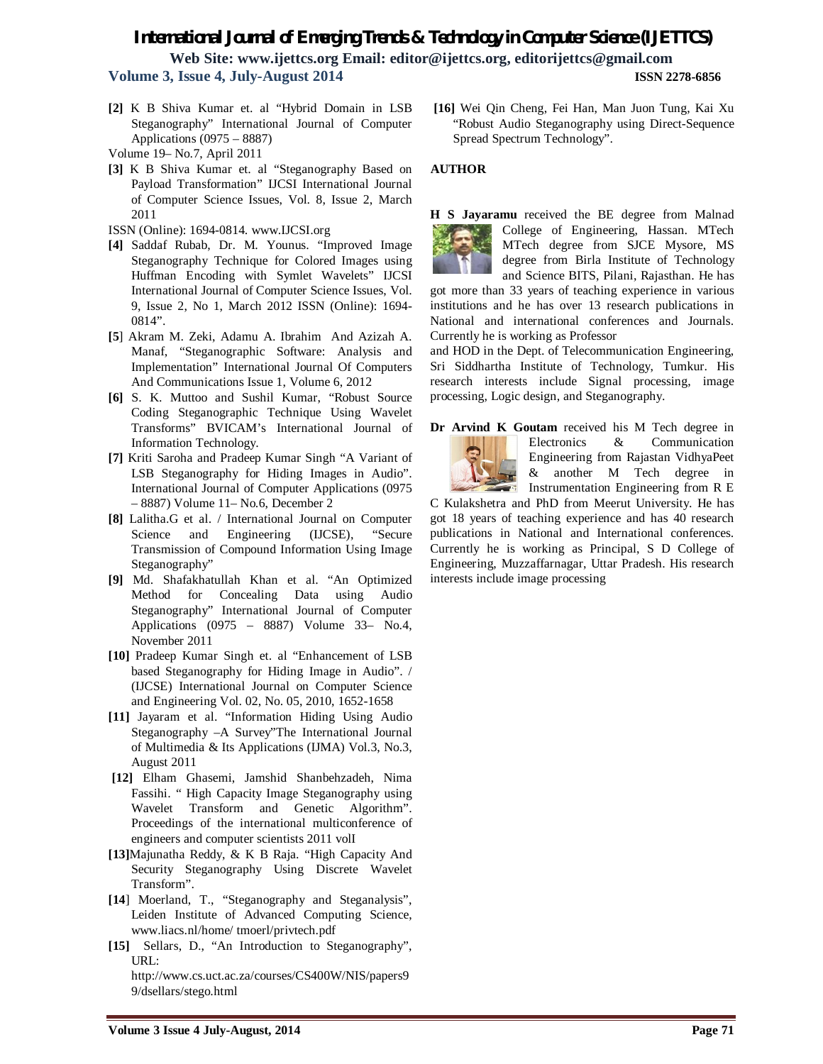**[2]** K B Shiva Kumar et. al "Hybrid Domain in LSB Steganography" International Journal of Computer Applications (0975 – 8887)

Volume 19– No.7, April 2011

**[3]** K B Shiva Kumar et. al "Steganography Based on Payload Transformation" IJCSI International Journal of Computer Science Issues, Vol. 8, Issue 2, March 2011

ISSN (Online): 1694-0814. www.IJCSI.org

**[4]** Saddaf Rubab, Dr. M. Younus. "Improved Image Steganography Technique for Colored Images using Huffman Encoding with Symlet Wavelets" IJCSI International Journal of Computer Science Issues, Vol. 9, Issue 2, No 1, March 2012 ISSN (Online): 1694-0814".

**[5]** Akram M. Zeki, Adamu A. Ibrahim And Azizah A. Manaf, "Steganographic Software: Analysis and Implementation" International Journal Of Computers And Communications Issue 1, Volume 6, 2012

**[6]** S. K. Muttoo and Sushil Kumar, "Robust Source Coding Steganographic Technique Using Wavelet Transforms" BVICAM's International Journal of Information Technology.

**[7]** Kriti Saroha and Pradeep Kumar Singh "A Variant of LSB Steganography for Hiding Images in Audio". International Journal of Computer Applications (0975 – 8887) Volume 11– No.6, December 2

**[8]** Lalitha.G et al. / International Journal on Computer Science and Engineering (IJCSE), "Secure Transmission of Compound Information Using Image Steganography"

**[9]** Md. Shafakhatullah Khan et al. "An Optimized Method for Concealing Data using Audio Steganography" International Journal of Computer Applications (0975 – 8887) Volume 33– No.4, November 2011

**[10]** Pradeep Kumar Singh et. al "Enhancement of LSB based Steganography for Hiding Image in Audio". / (IJCSE) International Journal on Computer Science and Engineering Vol. 02, No. 05, 2010, 1652-1658

**[11]** Jayaram et al. "Information Hiding Using Audio Steganography –A Survey"The International Journal of Multimedia & Its Applications (IJMA) Vol.3, No.3, August 2011

**[12]** Elham Ghasemi, Jamshid Shanbehzadeh, Nima Fassihi. " High Capacity Image Steganography using Wavelet Transform and Genetic Algorithm". Proceedings of the international multiconference of engineers and computer scientists 2011 volI

**[13]** Majunatha Reddy, & K B Raja. "High Capacity And Security Steganography Using Discrete Wavelet Transform".

**[14]** Moerland, T., "Steganography and Steganalysis", Leiden Institute of Advanced Computing Science, www.liacs.nl/home/ tmoerl/privtech.pdf

**[15]** Sellars, D., "An Introduction to Steganography", URL: http://www.cs.uct.ac.za/courses/CS400W/NIS/papers99/dsellars/stego.html

**[16]** Wei Qin Cheng, Fei Han, Man Juon Tung, Kai Xu "Robust Audio Steganography using Direct-Sequence Spread Spectrum Technology".

## AUTHOR

**H S Jayaramu** received the BE degree from Malnad College of Engineering, Hassan. MTech MTech degree from SJCE Mysore, MS degree from Birla Institute of Technology and Science BITS, Pilani, Rajasthan. He has got more than 33 years of teaching experience in various institutions and he has over 13 research publications in National and international conferences and Journals. Currently he is working as Professor and HOD in the Dept. of Telecommunication Engineering, Sri Siddhartha Institute of Technology, Tumkur. His research interests include Signal processing, image processing, Logic design, and Steganography.

**Dr Arvind K Goutam** received his M Tech degree in Electronics & Communication Engineering from Rajastan VidhyaPeet & another M Tech degree in Instrumentation Engineering from R E C Kulakshetra and PhD from Meerut University. He has got 18 years of teaching experience and has 40 research publications in National and International conferences. Currently he is working as Principal, S D College of Engineering, Muzzaffarnagar, Uttar Pradesh. His research interests include image processing